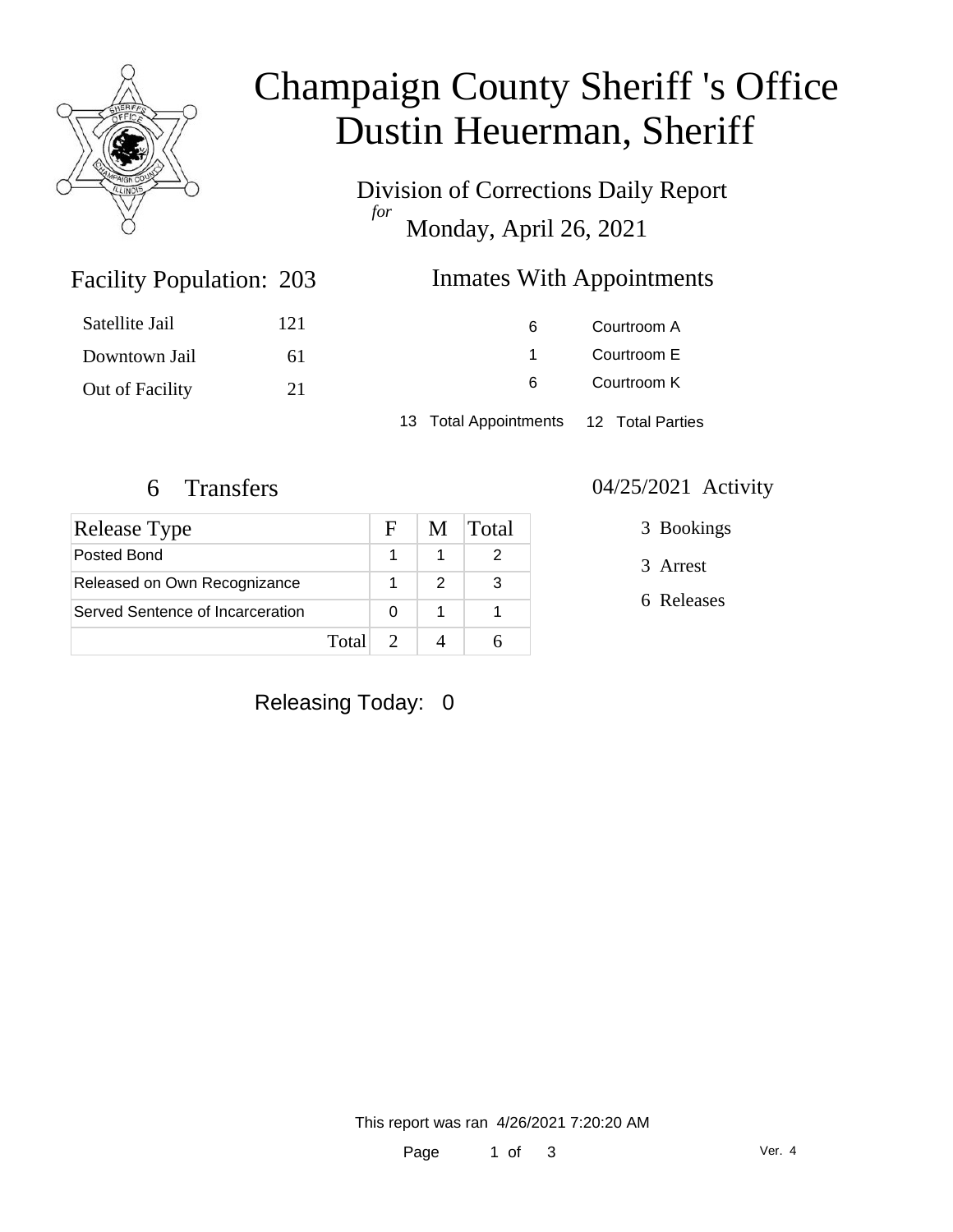# Champaign County Sheriff 's Office
# Dustin Heuerman, Sheriff

Division of Corrections Daily Report
*for*
Monday, April 26, 2021

## Facility Population: 203

| | |
|---|---|
| Satellite Jail | 121 |
| Downtown Jail | 61 |
| Out of Facility | 21 |

## Inmates With Appointments

| | |
|---|---|
| 6 | Courtroom A |
| 1 | Courtroom E |
| 6 | Courtroom K |

13 Total Appointments    12 Total Parties

## 6 Transfers

| Release Type | F | M | Total |
|---|---|---|---|
| Posted Bond | 1 | 1 | 2 |
| Released on Own Recognizance | 1 | 2 | 3 |
| Served Sentence of Incarceration | 0 | 1 | 1 |
| Total | 2 | 4 | 6 |

## 04/25/2021 Activity

3 Bookings

3 Arrest

6 Releases

Releasing Today: 0

This report was ran 4/26/2021 7:20:20 AM

Ver. 4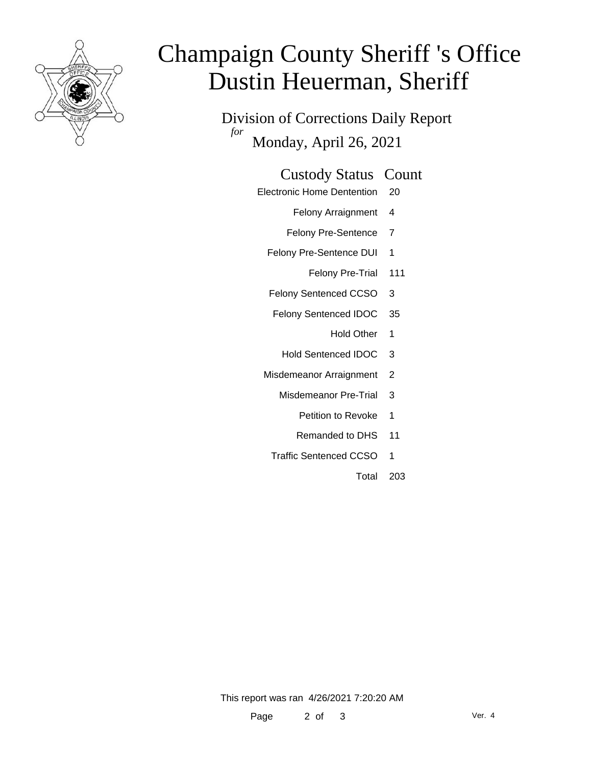# Champaign County Sheriff 's Office
# Dustin Heuerman, Sheriff

## Division of Corrections Daily Report

*for*

Monday, April 26, 2021

| Custody Status | Count |
|---|---|
| Electronic Home Dentention | 20 |
| Felony Arraignment | 4 |
| Felony Pre-Sentence | 7 |
| Felony Pre-Sentence DUI | 1 |
| Felony Pre-Trial | 111 |
| Felony Sentenced CCSO | 3 |
| Felony Sentenced IDOC | 35 |
| Hold Other | 1 |
| Hold Sentenced IDOC | 3 |
| Misdemeanor Arraignment | 2 |
| Misdemeanor Pre-Trial | 3 |
| Petition to Revoke | 1 |
| Remanded to DHS | 11 |
| Traffic Sentenced CCSO | 1 |
| Total | 203 |

This report was ran 4/26/2021 7:20:20 AM

Ver. 4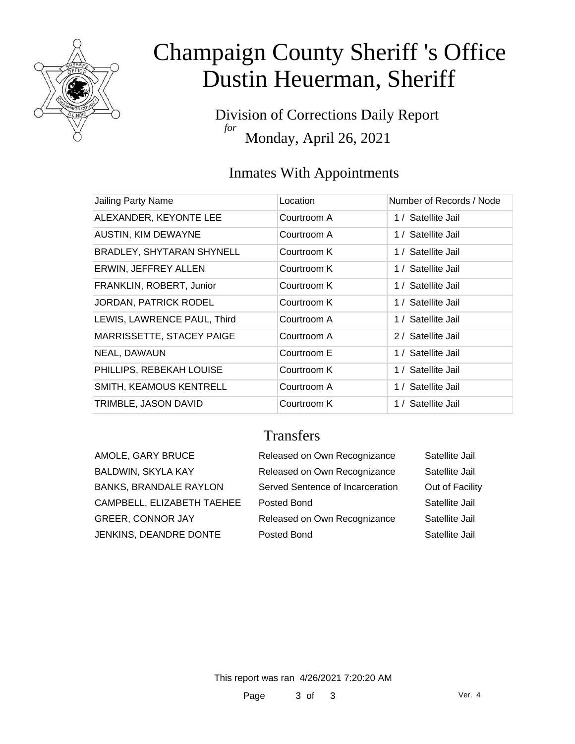# Champaign County Sheriff 's Office
# Dustin Heuerman, Sheriff

Division of Corrections Daily Report
*for*
Monday, April 26, 2021

## Inmates With Appointments

| Jailing Party Name | Location | Number of Records / Node |
|---|---|---|
| ALEXANDER, KEYONTE LEE | Courtroom A | 1 / Satellite Jail |
| AUSTIN, KIM DEWAYNE | Courtroom A | 1 / Satellite Jail |
| BRADLEY, SHYTARAN SHYNELL | Courtroom K | 1 / Satellite Jail |
| ERWIN, JEFFREY ALLEN | Courtroom K | 1 / Satellite Jail |
| FRANKLIN, ROBERT, Junior | Courtroom K | 1 / Satellite Jail |
| JORDAN, PATRICK RODEL | Courtroom K | 1 / Satellite Jail |
| LEWIS, LAWRENCE PAUL, Third | Courtroom A | 1 / Satellite Jail |
| MARRISSETTE, STACEY PAIGE | Courtroom A | 2 / Satellite Jail |
| NEAL, DAWAUN | Courtroom E | 1 / Satellite Jail |
| PHILLIPS, REBEKAH LOUISE | Courtroom K | 1 / Satellite Jail |
| SMITH, KEAMOUS KENTRELL | Courtroom A | 1 / Satellite Jail |
| TRIMBLE, JASON DAVID | Courtroom K | 1 / Satellite Jail |

## Transfers

| | | |
|---|---|---|
| AMOLE, GARY BRUCE | Released on Own Recognizance | Satellite Jail |
| BALDWIN, SKYLA KAY | Released on Own Recognizance | Satellite Jail |
| BANKS, BRANDALE RAYLON | Served Sentence of Incarceration | Out of Facility |
| CAMPBELL, ELIZABETH TAEHEE | Posted Bond | Satellite Jail |
| GREER, CONNOR JAY | Released on Own Recognizance | Satellite Jail |
| JENKINS, DEANDRE DONTE | Posted Bond | Satellite Jail |

This report was ran 4/26/2021 7:20:20 AM

Ver. 4